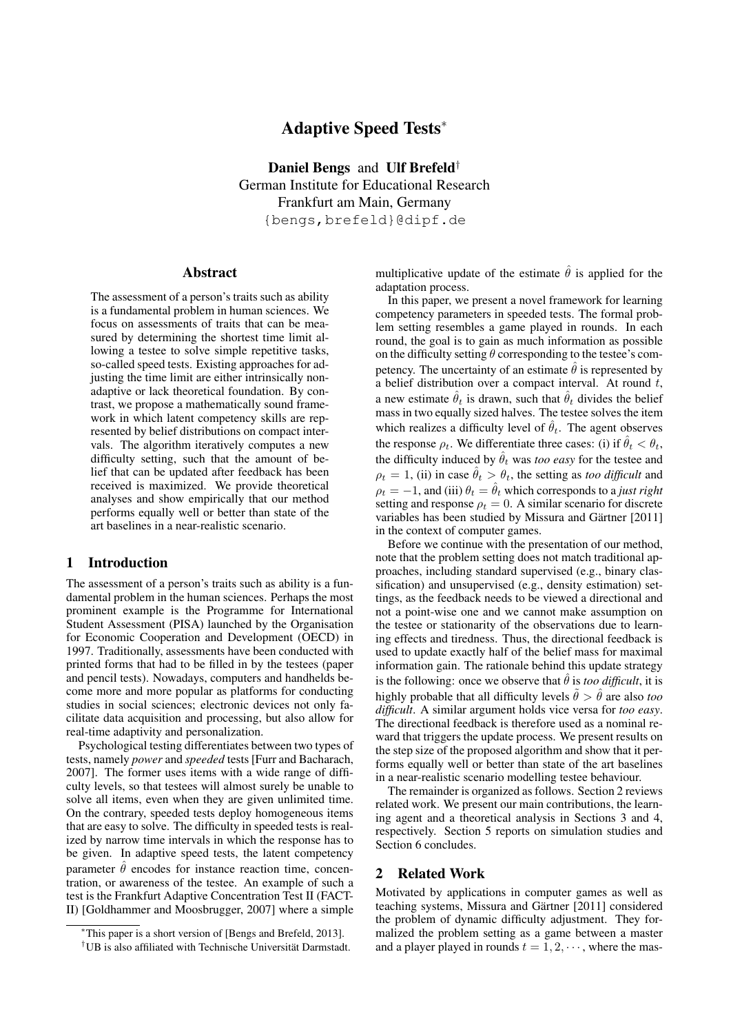# Adaptive Speed Tests*

**Daniel Bengs** and **Ulf Brefeld**[†]
German Institute for Educational Research
Frankfurt am Main, Germany
{bengs,brefeld}@dipf.de

## Abstract

The assessment of a person's traits such as ability is a fundamental problem in human sciences. We focus on assessments of traits that can be measured by determining the shortest time limit allowing a testee to solve simple repetitive tasks, so-called speed tests. Existing approaches for adjusting the time limit are either intrinsically non-adaptive or lack theoretical foundation. By contrast, we propose a mathematically sound framework in which latent competency skills are represented by belief distributions on compact intervals. The algorithm iteratively computes a new difficulty setting, such that the amount of belief that can be updated after feedback has been received is maximized. We provide theoretical analyses and show empirically that our method performs equally well or better than state of the art baselines in a near-realistic scenario.

## 1 Introduction

The assessment of a person's traits such as ability is a fundamental problem in the human sciences. Perhaps the most prominent example is the Programme for International Student Assessment (PISA) launched by the Organisation for Economic Cooperation and Development (OECD) in 1997. Traditionally, assessments have been conducted with printed forms that had to be filled in by the testees (paper and pencil tests). Nowadays, computers and handhelds become more and more popular as platforms for conducting studies in social sciences; electronic devices not only facilitate data acquisition and processing, but also allow for real-time adaptivity and personalization.

Psychological testing differentiates between two types of tests, namely *power* and *speeded* tests [Furr and Bacharach, 2007]. The former uses items with a wide range of difficulty levels, so that testees will almost surely be unable to solve all items, even when they are given unlimited time. On the contrary, speeded tests deploy homogeneous items that are easy to solve. The difficulty in speeded tests is realized by narrow time intervals in which the response has to be given. In adaptive speed tests, the latent competency parameter $\hat{\theta}$ encodes for instance reaction time, concentration, or awareness of the testee. An example of such a test is the Frankfurt Adaptive Concentration Test II (FACT-II) [Goldhammer and Moosbrugger, 2007] where a simple multiplicative update of the estimate $\hat{\theta}$ is applied for the adaptation process.

In this paper, we present a novel framework for learning competency parameters in speeded tests. The formal problem setting resembles a game played in rounds. In each round, the goal is to gain as much information as possible on the difficulty setting $\theta$ corresponding to the testee's competency. The uncertainty of an estimate $\hat{\theta}$ is represented by a belief distribution over a compact interval. At round $t$, a new estimate $\hat{\theta}_t$ is drawn, such that $\hat{\theta}_t$ divides the belief mass in two equally sized halves. The testee solves the item which realizes a difficulty level of $\hat{\theta}_t$. The agent observes the response $\rho_t$. We differentiate three cases: (i) if $\hat{\theta}_t < \theta_t$, the difficulty induced by $\hat{\theta}_t$ was *too easy* for the testee and $\rho_t = 1$, (ii) in case $\hat{\theta}_t > \theta_t$, the setting as *too difficult* and $\rho_t = -1$, and (iii) $\theta_t = \hat{\theta}_t$ which corresponds to a *just right* setting and response $\rho_t = 0$. A similar scenario for discrete variables has been studied by Missura and Gärtner [2011] in the context of computer games.

Before we continue with the presentation of our method, note that the problem setting does not match traditional approaches, including standard supervised (e.g., binary classification) and unsupervised (e.g., density estimation) settings, as the feedback needs to be viewed a directional and not a point-wise one and we cannot make assumption on the testee or stationarity of the observations due to learning effects and tiredness. Thus, the directional feedback is used to update exactly half of the belief mass for maximal information gain. The rationale behind this update strategy is the following: once we observe that $\hat{\theta}$ is *too difficult*, it is highly probable that all difficulty levels $\tilde{\theta} > \hat{\theta}$ are also *too difficult*. A similar argument holds vice versa for *too easy*. The directional feedback is therefore used as a nominal reward that triggers the update process. We present results on the step size of the proposed algorithm and show that it performs equally well or better than state of the art baselines in a near-realistic scenario modelling testee behaviour.

The remainder is organized as follows. Section 2 reviews related work. We present our main contributions, the learning agent and a theoretical analysis in Sections 3 and 4, respectively. Section 5 reports on simulation studies and Section 6 concludes.

## 2 Related Work

Motivated by applications in computer games as well as teaching systems, Missura and Gärtner [2011] considered the problem of dynamic difficulty adjustment. They formalized the problem setting as a game between a master and a player played in rounds $t = 1, 2, \cdots$, where the mas-

---

*This paper is a short version of [Bengs and Brefeld, 2013].

[†]UB is also affiliated with Technische Universität Darmstadt.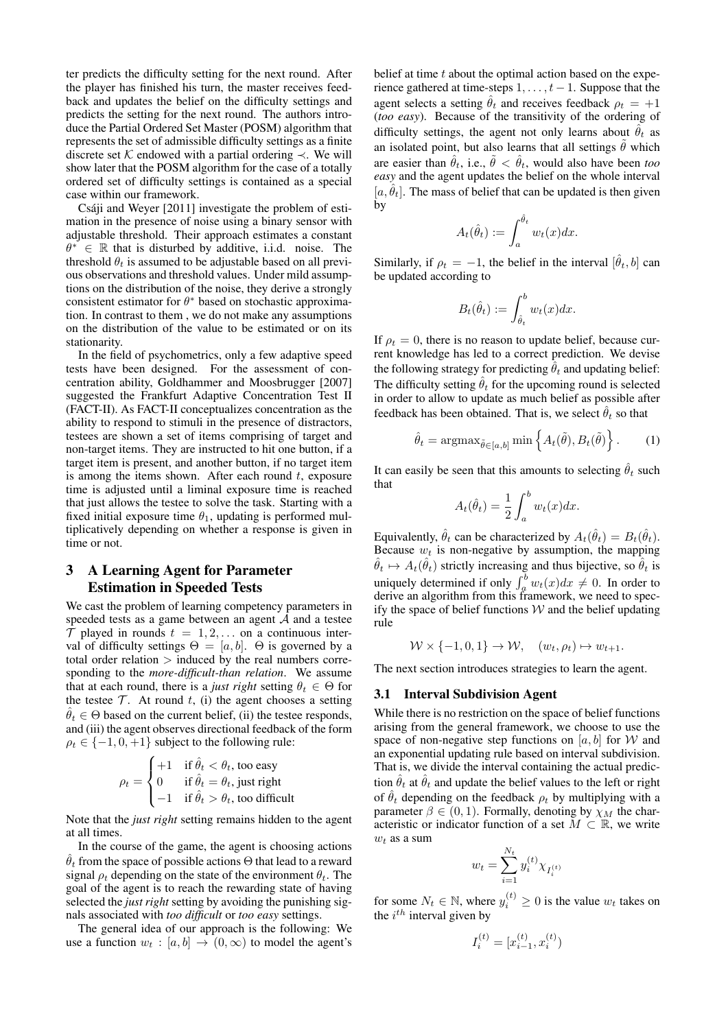ter predicts the difficulty setting for the next round. After the player has finished his turn, the master receives feedback and updates the belief on the difficulty settings and predicts the setting for the next round. The authors introduce the Partial Ordered Set Master (POSM) algorithm that represents the set of admissible difficulty settings as a finite discrete set $\mathcal{K}$ endowed with a partial ordering $\prec$. We will show later that the POSM algorithm for the case of a totally ordered set of difficulty settings is contained as a special case within our framework.

Csáji and Weyer [2011] investigate the problem of estimation in the presence of noise using a binary sensor with adjustable threshold. Their approach estimates a constant $\theta^* \in \mathbb{R}$ that is disturbed by additive, i.i.d. noise. The threshold $\theta_t$ is assumed to be adjustable based on all previous observations and threshold values. Under mild assumptions on the distribution of the noise, they derive a strongly consistent estimator for $\theta^*$ based on stochastic approximation. In contrast to them , we do not make any assumptions on the distribution of the value to be estimated or on its stationarity.

In the field of psychometrics, only a few adaptive speed tests have been designed. For the assessment of concentration ability, Goldhammer and Moosbrugger [2007] suggested the Frankfurt Adaptive Concentration Test II (FACT-II). As FACT-II conceptualizes concentration as the ability to respond to stimuli in the presence of distractors, testees are shown a set of items comprising of target and non-target items. They are instructed to hit one button, if a target item is present, and another button, if no target item is among the items shown. After each round $t$, exposure time is adjusted until a liminal exposure time is reached that just allows the testee to solve the task. Starting with a fixed initial exposure time $\theta_1$, updating is performed multiplicatively depending on whether a response is given in time or not.

## 3 A Learning Agent for Parameter Estimation in Speeded Tests

We cast the problem of learning competency parameters in speeded tests as a game between an agent $\mathcal{A}$ and a testee $\mathcal{T}$ played in rounds $t = 1, 2, \ldots$ on a continuous interval of difficulty settings $\Theta = [a, b]$. $\Theta$ is governed by a total order relation $>$ induced by the real numbers corresponding to the *more-difficult-than relation*. We assume that at each round, there is a *just right* setting $\theta_t \in \Theta$ for the testee $\mathcal{T}$. At round $t$, (i) the agent chooses a setting $\hat{\theta}_t \in \Theta$ based on the current belief, (ii) the testee responds, and (iii) the agent observes directional feedback of the form $\rho_t \in \{-1, 0, +1\}$ subject to the following rule:

$$\rho_t = \begin{cases} +1 & \text{if } \hat{\theta}_t < \theta_t, \text{ too easy} \\ 0 & \text{if } \hat{\theta}_t = \theta_t, \text{ just right} \\ -1 & \text{if } \hat{\theta}_t > \theta_t, \text{ too difficult} \end{cases}$$

Note that the *just right* setting remains hidden to the agent at all times.

In the course of the game, the agent is choosing actions $\hat{\theta}_t$ from the space of possible actions $\Theta$ that lead to a reward signal $\rho_t$ depending on the state of the environment $\theta_t$. The goal of the agent is to reach the rewarding state of having selected the *just right* setting by avoiding the punishing signals associated with *too difficult* or *too easy* settings.

The general idea of our approach is the following: We use a function $w_t : [a, b] \to (0, \infty)$ to model the agent's belief at time $t$ about the optimal action based on the experience gathered at time-steps $1, \ldots, t-1$. Suppose that the agent selects a setting $\hat{\theta}_t$ and receives feedback $\rho_t = +1$ (*too easy*). Because of the transitivity of the ordering of difficulty settings, the agent not only learns about $\hat{\theta}_t$ as an isolated point, but also learns that all settings $\tilde{\theta}$ which are easier than $\hat{\theta}_t$, i.e., $\tilde{\theta} < \hat{\theta}_t$, would also have been *too easy* and the agent updates the belief on the whole interval $[a, \hat{\theta}_t]$. The mass of belief that can be updated is then given by

$$A_t(\hat{\theta}_t) := \int_a^{\hat{\theta}_t} w_t(x)dx.$$

Similarly, if $\rho_t = -1$, the belief in the interval $[\hat{\theta}_t, b]$ can be updated according to

$$B_t(\hat{\theta}_t) := \int_{\hat{\theta}_t}^b w_t(x)dx.$$

If $\rho_t = 0$, there is no reason to update belief, because current knowledge has led to a correct prediction. We devise the following strategy for predicting $\hat{\theta}_t$ and updating belief: The difficulty setting $\hat{\theta}_t$ for the upcoming round is selected in order to allow to update as much belief as possible after feedback has been obtained. That is, we select $\hat{\theta}_t$ so that

$$\hat{\theta}_t = \operatorname{argmax}_{\tilde{\theta} \in [a,b]} \min\left\{A_t(\tilde{\theta}), B_t(\tilde{\theta})\right\}. \qquad (1)$$

It can easily be seen that this amounts to selecting $\hat{\theta}_t$ such that

$$A_t(\hat{\theta}_t) = \frac{1}{2}\int_a^b w_t(x)dx.$$

Equivalently, $\hat{\theta}_t$ can be characterized by $A_t(\hat{\theta}_t) = B_t(\hat{\theta}_t)$. Because $w_t$ is non-negative by assumption, the mapping $\hat{\theta}_t \mapsto A_t(\hat{\theta}_t)$ strictly increasing and thus bijective, so $\hat{\theta}_t$ is uniquely determined if only $\int_a^b w_t(x)dx \neq 0$. In order to derive an algorithm from this framework, we need to specify the space of belief functions $\mathcal{W}$ and the belief updating rule

$$\mathcal{W} \times \{-1, 0, 1\} \to \mathcal{W}, \quad (w_t, \rho_t) \mapsto w_{t+1}.$$

The next section introduces strategies to learn the agent.

### 3.1 Interval Subdivision Agent

While there is no restriction on the space of belief functions arising from the general framework, we choose to use the space of non-negative step functions on $[a, b]$ for $\mathcal{W}$ and an exponential updating rule based on interval subdivision. That is, we divide the interval containing the actual prediction $\hat{\theta}_t$ at $\hat{\theta}_t$ and update the belief values to the left or right of $\hat{\theta}_t$ depending on the feedback $\rho_t$ by multiplying with a parameter $\beta \in (0, 1)$. Formally, denoting by $\chi_M$ the characteristic or indicator function of a set $M \subset \mathbb{R}$, we write $w_t$ as a sum

$$w_t = \sum_{i=1}^{N_t} y_i^{(t)} \chi_{I_i^{(t)}}$$

for some $N_t \in \mathbb{N}$, where $y_i^{(t)} \geq 0$ is the value $w_t$ takes on the $i^{th}$ interval given by

$$I_i^{(t)} = [x_{i-1}^{(t)}, x_i^{(t)})$$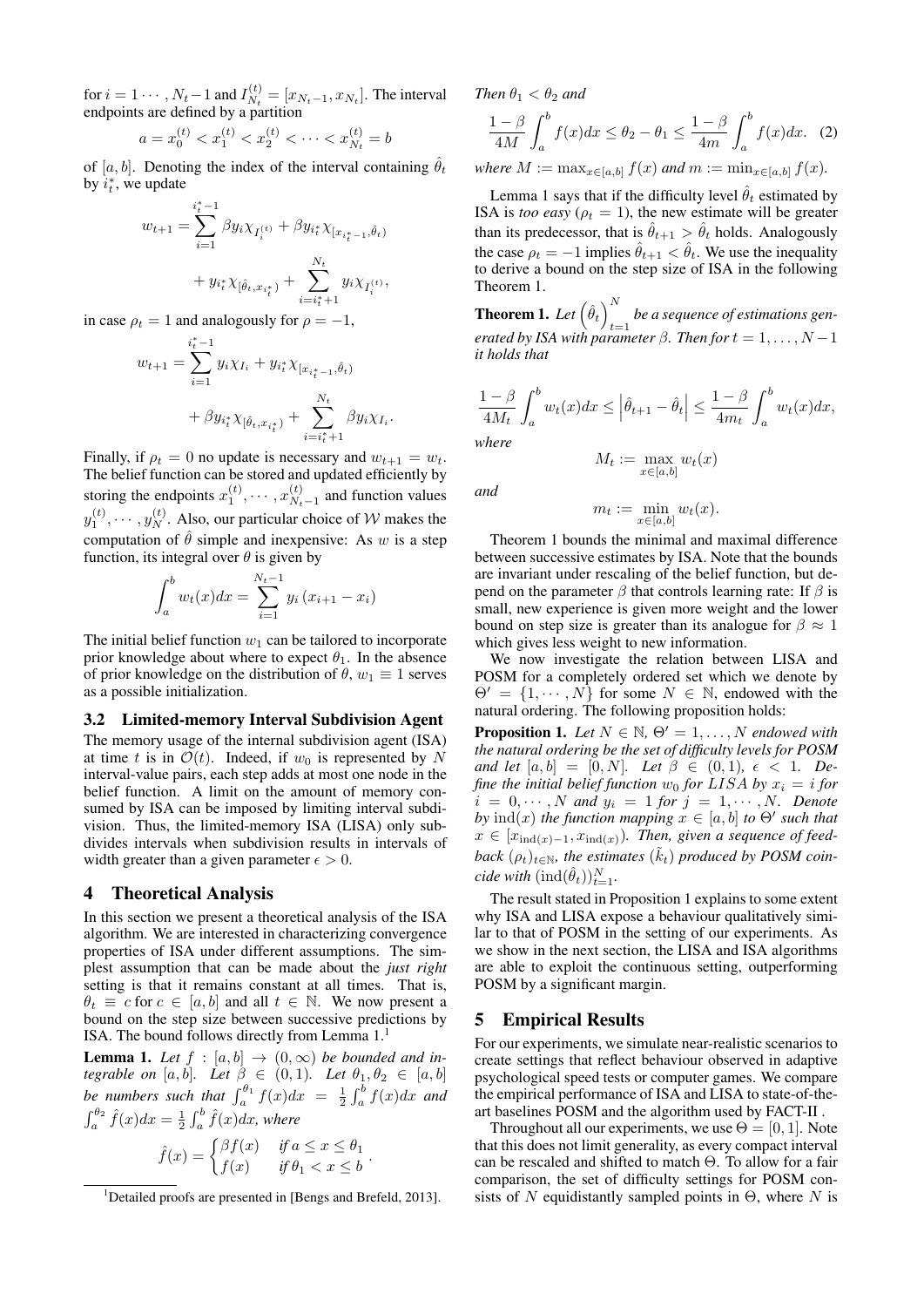for $i = 1 \cdots, N_t - 1$ and $I^{(t)}_{N_t} = [x_{N_t-1}, x_{N_t}]$. The interval endpoints are defined by a partition

$$a = x^{(t)}_0 < x^{(t)}_1 < x^{(t)}_2 < \cdots < x^{(t)}_{N_t} = b$$

of $[a, b]$. Denoting the index of the interval containing $\hat{\theta}_t$ by $i^*_t$, we update

$$w_{t+1} = \sum_{i=1}^{i^*_t - 1} \beta y_i \chi_{I^{(t)}_i} + \beta y_{i^*_t} \chi_{[x_{i^*_t-1}, \hat{\theta}_t)} + y_{i^*_t} \chi_{[\hat{\theta}_t, x_{i^*_t})} + \sum_{i=i^*_t+1}^{N_t} y_i \chi_{I^{(t)}_i},$$

in case $\rho_t = 1$ and analogously for $\rho = -1$,

$$w_{t+1} = \sum_{i=1}^{i^*_t - 1} y_i \chi_{I_i} + y_{i^*_t} \chi_{[x_{i^*_t-1}, \hat{\theta}_t)} + \beta y_{i^*_t} \chi_{[\hat{\theta}_t, x_{i^*_t})} + \sum_{i=i^*_t+1}^{N_t} \beta y_i \chi_{I_i}.$$

Finally, if $\rho_t = 0$ no update is necessary and $w_{t+1} = w_t$. The belief function can be stored and updated efficiently by storing the endpoints $x^{(t)}_1, \cdots, x^{(t)}_{N_t-1}$ and function values $y^{(t)}_1, \cdots, y^{(t)}_N$. Also, our particular choice of $\mathcal{W}$ makes the computation of $\hat{\theta}$ simple and inexpensive: As $w$ is a step function, its integral over $\theta$ is given by

$$\int_a^b w_t(x)dx = \sum_{i=1}^{N_t-1} y_i \left(x_{i+1} - x_i\right)$$

The initial belief function $w_1$ can be tailored to incorporate prior knowledge about where to expect $\theta_1$. In the absence of prior knowledge on the distribution of $\theta$, $w_1 \equiv 1$ serves as a possible initialization.

### 3.2 Limited-memory Interval Subdivision Agent

The memory usage of the internal subdivision agent (ISA) at time $t$ is in $\mathcal{O}(t)$. Indeed, if $w_0$ is represented by $N$ interval-value pairs, each step adds at most one node in the belief function. A limit on the amount of memory consumed by ISA can be imposed by limiting interval subdivision. Thus, the limited-memory ISA (LISA) only subdivides intervals when subdivision results in intervals of width greater than a given parameter $\epsilon > 0$.

## 4 Theoretical Analysis

In this section we present a theoretical analysis of the ISA algorithm. We are interested in characterizing convergence properties of ISA under different assumptions. The simplest assumption that can be made about the *just right* setting is that it remains constant at all times. That is, $\theta_t \equiv c$ for $c \in [a, b]$ and all $t \in \mathbb{N}$. We now present a bound on the step size between successive predictions by ISA. The bound follows directly from Lemma 1.[1]

**Lemma 1.** *Let $f : [a, b] \to (0, \infty)$ be bounded and integrable on $[a, b]$. Let $\beta \in (0, 1)$. Let $\theta_1, \theta_2 \in [a, b]$ be numbers such that $\int_a^{\theta_1} f(x)dx = \frac{1}{2}\int_a^b f(x)dx$ and $\int_a^{\theta_2} \hat{f}(x)dx = \frac{1}{2}\int_a^b \hat{f}(x)dx$, where*

$$\hat{f}(x) = \begin{cases} \beta f(x) & \text{if } a \le x \le \theta_1 \\ f(x) & \text{if } \theta_1 < x \le b \end{cases}.$$

*Then $\theta_1 < \theta_2$ and*

$$\frac{1-\beta}{4M}\int_a^b f(x)dx \le \theta_2 - \theta_1 \le \frac{1-\beta}{4m}\int_a^b f(x)dx. \quad (2)$$

*where $M := \max_{x \in [a,b]} f(x)$ and $m := \min_{x \in [a,b]} f(x)$.*

Lemma 1 says that if the difficulty level $\hat{\theta}_t$ estimated by ISA is *too easy* ($\rho_t = 1$), the new estimate will be greater than its predecessor, that is $\hat{\theta}_{t+1} > \hat{\theta}_t$ holds. Analogously the case $\rho_t = -1$ implies $\hat{\theta}_{t+1} < \hat{\theta}_t$. We use the inequality to derive a bound on the step size of ISA in the following Theorem 1.

**Theorem 1.** *Let $\left(\hat{\theta}_t\right)_{t=1}^N$ be a sequence of estimations generated by ISA with parameter $\beta$. Then for $t = 1, \ldots, N-1$ it holds that*

$$\frac{1-\beta}{4M_t}\int_a^b w_t(x)dx \le \left|\hat{\theta}_{t+1} - \hat{\theta}_t\right| \le \frac{1-\beta}{4m_t}\int_a^b w_t(x)dx,$$

*where*

$$M_t := \max_{x \in [a,b]} w_t(x)$$

*and*

$$m_t := \min_{x \in [a,b]} w_t(x).$$

Theorem 1 bounds the minimal and maximal difference between successive estimates by ISA. Note that the bounds are invariant under rescaling of the belief function, but depend on the parameter $\beta$ that controls learning rate: If $\beta$ is small, new experience is given more weight and the lower bound on step size is greater than its analogue for $\beta \approx 1$ which gives less weight to new information.

We now investigate the relation between LISA and POSM for a completely ordered set which we denote by $\Theta' = \{1, \cdots, N\}$ for some $N \in \mathbb{N}$, endowed with the natural ordering. The following proposition holds:

**Proposition 1.** *Let $N \in \mathbb{N}$, $\Theta' = 1, \ldots, N$ endowed with the natural ordering be the set of difficulty levels for POSM and let $[a, b] = [0, N]$. Let $\beta \in (0, 1)$, $\epsilon < 1$. Define the initial belief function $w_0$ for $LISA$ by $x_i = i$ for $i = 0, \cdots, N$ and $y_i = 1$ for $j = 1, \cdots, N$. Denote by $\mathrm{ind}(x)$ the function mapping $x \in [a, b]$ to $\Theta'$ such that $x \in [x_{\mathrm{ind}(x)-1}, x_{\mathrm{ind}(x)})$. Then, given a sequence of feedback $(\rho_t)_{t \in \mathbb{N}}$, the estimates $(\tilde{k}_t)$ produced by POSM coincide with $(\mathrm{ind}(\hat{\theta}_t))_{t=1}^N$.*

The result stated in Proposition 1 explains to some extent why ISA and LISA expose a behaviour qualitatively similar to that of POSM in the setting of our experiments. As we show in the next section, the LISA and ISA algorithms are able to exploit the continuous setting, outperforming POSM by a significant margin.

## 5 Empirical Results

For our experiments, we simulate near-realistic scenarios to create settings that reflect behaviour observed in adaptive psychological speed tests or computer games. We compare the empirical performance of ISA and LISA to state-of-the-art baselines POSM and the algorithm used by FACT-II .

Throughout all our experiments, we use $\Theta = [0, 1]$. Note that this does not limit generality, as every compact interval can be rescaled and shifted to match $\Theta$. To allow for a fair comparison, the set of difficulty settings for POSM consists of $N$ equidistantly sampled points in $\Theta$, where $N$ is

[1] Detailed proofs are presented in [Bengs and Brefeld, 2013].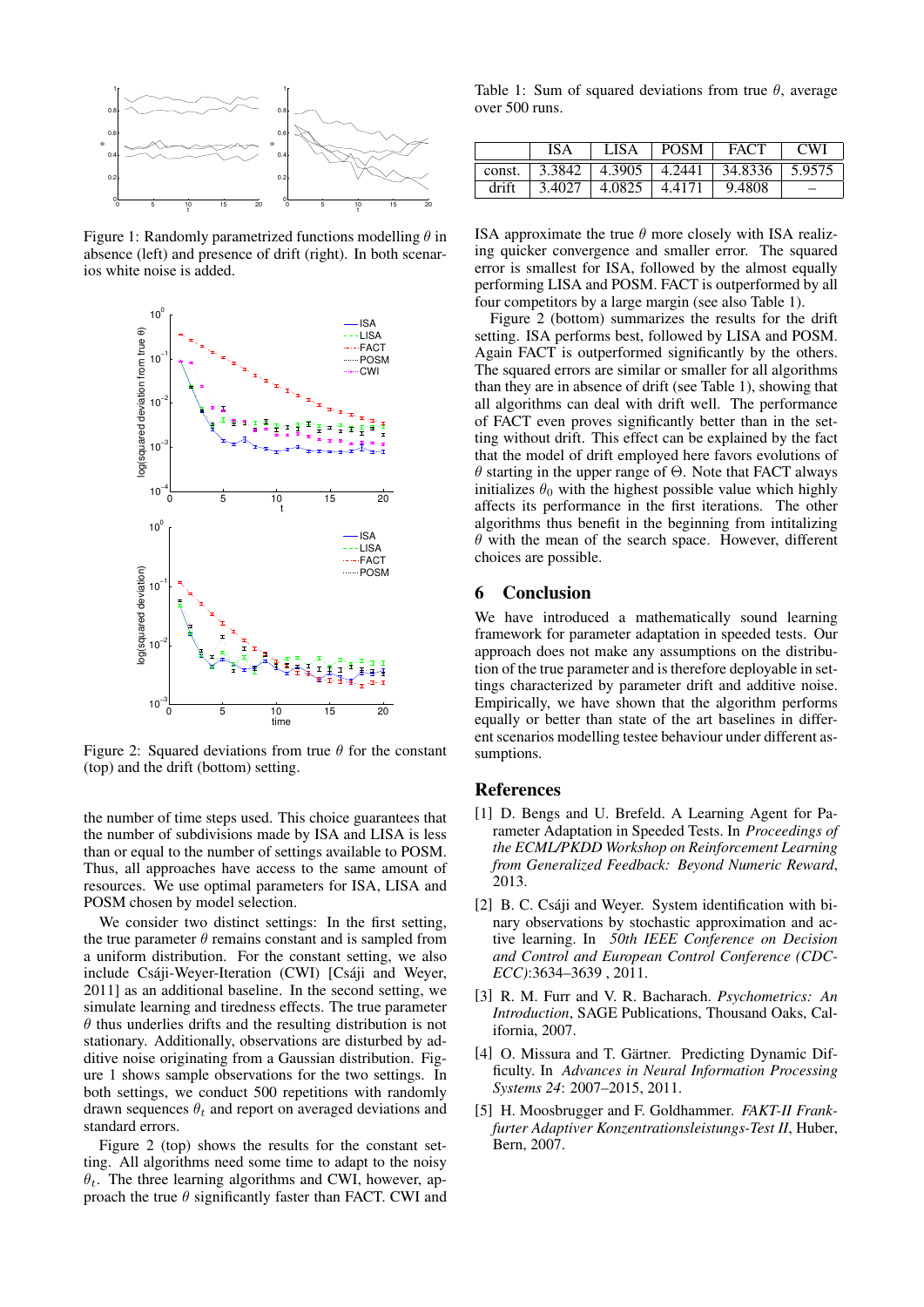Figure 1: Randomly parametrized functions modelling $\theta$ in absence (left) and presence of drift (right). In both scenarios white noise is added.

Figure 2: Squared deviations from true $\theta$ for the constant (top) and the drift (bottom) setting.

the number of time steps used. This choice guarantees that the number of subdivisions made by ISA and LISA is less than or equal to the number of settings available to POSM. Thus, all approaches have access to the same amount of resources. We use optimal parameters for ISA, LISA and POSM chosen by model selection.

We consider two distinct settings: In the first setting, the true parameter $\theta$ remains constant and is sampled from a uniform distribution. For the constant setting, we also include Csáji-Weyer-Iteration (CWI) [Csáji and Weyer, 2011] as an additional baseline. In the second setting, we simulate learning and tiredness effects. The true parameter $\theta$ thus underlies drifts and the resulting distribution is not stationary. Additionally, observations are disturbed by additive noise originating from a Gaussian distribution. Figure 1 shows sample observations for the two settings. In both settings, we conduct 500 repetitions with randomly drawn sequences $\theta_t$ and report on averaged deviations and standard errors.

Figure 2 (top) shows the results for the constant setting. All algorithms need some time to adapt to the noisy $\theta_t$. The three learning algorithms and CWI, however, approach the true $\theta$ significantly faster than FACT. CWI and ISA approximate the true $\theta$ more closely with ISA realizing quicker convergence and smaller error. The squared error is smallest for ISA, followed by the almost equally performing LISA and POSM. FACT is outperformed by all four competitors by a large margin (see also Table 1).

Table 1: Sum of squared deviations from true $\theta$, average over 500 runs.

| | ISA | LISA | POSM | FACT | CWI |
|---|---|---|---|---|---|
| const. | 3.3842 | 4.3905 | 4.2441 | 34.8336 | 5.9575 |
| drift | 3.4027 | 4.0825 | 4.4171 | 9.4808 | – |

Figure 2 (bottom) summarizes the results for the drift setting. ISA performs best, followed by LISA and POSM. Again FACT is outperformed significantly by the others. The squared errors are similar or smaller for all algorithms than they are in absence of drift (see Table 1), showing that all algorithms can deal with drift well. The performance of FACT even proves significantly better than in the setting without drift. This effect can be explained by the fact that the model of drift employed here favors evolutions of $\theta$ starting in the upper range of $\Theta$. Note that FACT always initializes $\theta_0$ with the highest possible value which highly affects its performance in the first iterations. The other algorithms thus benefit in the beginning from intitalizing $\theta$ with the mean of the search space. However, different choices are possible.

## 6 Conclusion

We have introduced a mathematically sound learning framework for parameter adaptation in speeded tests. Our approach does not make any assumptions on the distribution of the true parameter and is therefore deployable in settings characterized by parameter drift and additive noise. Empirically, we have shown that the algorithm performs equally or better than state of the art baselines in different scenarios modelling testee behaviour under different assumptions.

## References

[1] D. Bengs and U. Brefeld. A Learning Agent for Parameter Adaptation in Speeded Tests. In *Proceedings of the ECML/PKDD Workshop on Reinforcement Learning from Generalized Feedback: Beyond Numeric Reward*, 2013.

[2] B. C. Csáji and Weyer. System identification with binary observations by stochastic approximation and active learning. In *50th IEEE Conference on Decision and Control and European Control Conference (CDC-ECC)*:3634–3639 , 2011.

[3] R. M. Furr and V. R. Bacharach. *Psychometrics: An Introduction*, SAGE Publications, Thousand Oaks, California, 2007.

[4] O. Missura and T. Gärtner. Predicting Dynamic Difficulty. In *Advances in Neural Information Processing Systems 24*: 2007–2015, 2011.

[5] H. Moosbrugger and F. Goldhammer. *FAKT-II Frankfurter Adaptiver Konzentrationsleistungs-Test II*, Huber, Bern, 2007.